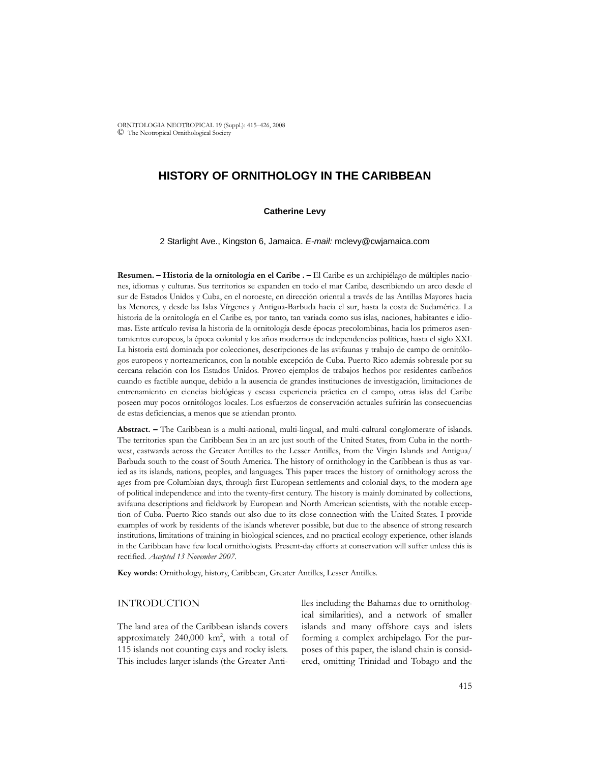# HISTORY OF ORNITHOLOGY IN THE CARIBBEAN

**Catherine Levy**

2 Starlight Ave., Kingston 6, Jamaica. *E-mail:* mclevy@cwjamaica.com

**Resumen. – Historia de la ornitología en el Caribe . –** El Caribe es un archipiélago de múltiples naciones, idiomas y culturas. Sus territorios se expanden en todo el mar Caribe, describiendo un arco desde el sur de Estados Unidos y Cuba, en el noroeste, en dirección oriental a través de las Antillas Mayores hacia las Menores, y desde las Islas Vírgenes y Antigua-Barbuda hacia el sur, hasta la costa de Sudamérica. La historia de la ornitología en el Caribe es, por tanto, tan variada como sus islas, naciones, habitantes e idiomas. Este artículo revisa la historia de la ornitología desde épocas precolombinas, hacia los primeros asentamientos europeos, la época colonial y los años modernos de independencias políticas, hasta el siglo XXI. La historia está dominada por colecciones, descripciones de las avifaunas y trabajo de campo de ornitólogos europeos y norteamericanos, con la notable excepción de Cuba. Puerto Rico además sobresale por su cercana relación con los Estados Unidos. Proveo ejemplos de trabajos hechos por residentes caribeños cuando es factible aunque, debido a la ausencia de grandes instituciones de investigación, limitaciones de entrenamiento en ciencias biológicas y escasa experiencia práctica en el campo, otras islas del Caribe poseen muy pocos ornitólogos locales. Los esfuerzos de conservación actuales sufrirán las consecuencias de estas deficiencias, a menos que se atiendan pronto.

**Abstract. –** The Caribbean is a multi-national, multi-lingual, and multi-cultural conglomerate of islands. The territories span the Caribbean Sea in an arc just south of the United States, from Cuba in the northwest, eastwards across the Greater Antilles to the Lesser Antilles, from the Virgin Islands and Antigua/Barbuda south to the coast of South America. The history of ornithology in the Caribbean is thus as varied as its islands, nations, peoples, and languages. This paper traces the history of ornithology across the ages from pre-Columbian days, through first European settlements and colonial days, to the modern age of political independence and into the twenty-first century. The history is mainly dominated by collections, avifauna descriptions and fieldwork by European and North American scientists, with the notable exception of Cuba. Puerto Rico stands out also due to its close connection with the United States. I provide examples of work by residents of the islands wherever possible, but due to the absence of strong research institutions, limitations of training in biological sciences, and no practical ecology experience, other islands in the Caribbean have few local ornithologists. Present-day efforts at conservation will suffer unless this is rectified. *Accepted 13 November 2007.*

**Key words**: Ornithology, history, Caribbean, Greater Antilles, Lesser Antilles.

## INTRODUCTION

The land area of the Caribbean islands covers approximately 240,000 km$^2$, with a total of 115 islands not counting cays and rocky islets. This includes larger islands (the Greater Antilles including the Bahamas due to ornithological similarities), and a network of smaller islands and many offshore cays and islets forming a complex archipelago. For the purposes of this paper, the island chain is considered, omitting Trinidad and Tobago and the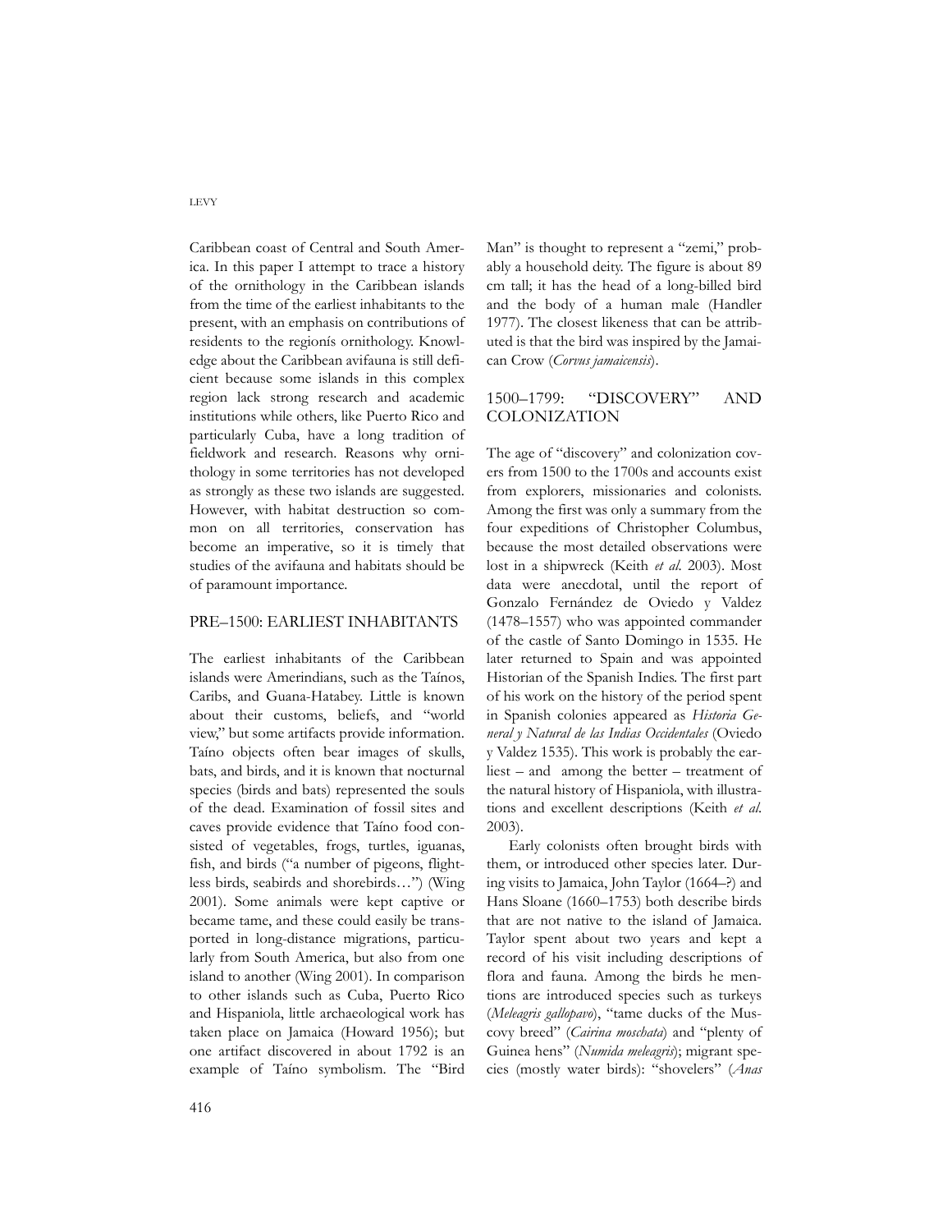Caribbean coast of Central and South America. In this paper I attempt to trace a history of the ornithology in the Caribbean islands from the time of the earliest inhabitants to the present, with an emphasis on contributions of residents to the regionís ornithology. Knowledge about the Caribbean avifauna is still deficient because some islands in this complex region lack strong research and academic institutions while others, like Puerto Rico and particularly Cuba, have a long tradition of fieldwork and research. Reasons why ornithology in some territories has not developed as strongly as these two islands are suggested. However, with habitat destruction so common on all territories, conservation has become an imperative, so it is timely that studies of the avifauna and habitats should be of paramount importance.

## PRE–1500: EARLIEST INHABITANTS

The earliest inhabitants of the Caribbean islands were Amerindians, such as the Taínos, Caribs, and Guana-Hatabey. Little is known about their customs, beliefs, and "world view," but some artifacts provide information. Taíno objects often bear images of skulls, bats, and birds, and it is known that nocturnal species (birds and bats) represented the souls of the dead. Examination of fossil sites and caves provide evidence that Taíno food consisted of vegetables, frogs, turtles, iguanas, fish, and birds ("a number of pigeons, flightless birds, seabirds and shorebirds…") (Wing 2001). Some animals were kept captive or became tame, and these could easily be transported in long-distance migrations, particularly from South America, but also from one island to another (Wing 2001). In comparison to other islands such as Cuba, Puerto Rico and Hispaniola, little archaeological work has taken place on Jamaica (Howard 1956); but one artifact discovered in about 1792 is an example of Taíno symbolism. The "Bird Man" is thought to represent a "zemi," probably a household deity. The figure is about 89 cm tall; it has the head of a long-billed bird and the body of a human male (Handler 1977). The closest likeness that can be attributed is that the bird was inspired by the Jamaican Crow (*Corvus jamaicensis*).

## 1500–1799: "DISCOVERY" AND COLONIZATION

The age of "discovery" and colonization covers from 1500 to the 1700s and accounts exist from explorers, missionaries and colonists. Among the first was only a summary from the four expeditions of Christopher Columbus, because the most detailed observations were lost in a shipwreck (Keith *et al.* 2003). Most data were anecdotal, until the report of Gonzalo Fernández de Oviedo y Valdez (1478–1557) who was appointed commander of the castle of Santo Domingo in 1535. He later returned to Spain and was appointed Historian of the Spanish Indies. The first part of his work on the history of the period spent in Spanish colonies appeared as *Historia General y Natural de las Indias Occidentales* (Oviedo y Valdez 1535). This work is probably the earliest – and among the better – treatment of the natural history of Hispaniola, with illustrations and excellent descriptions (Keith *et al.* 2003).

Early colonists often brought birds with them, or introduced other species later. During visits to Jamaica, John Taylor (1664–?) and Hans Sloane (1660–1753) both describe birds that are not native to the island of Jamaica. Taylor spent about two years and kept a record of his visit including descriptions of flora and fauna. Among the birds he mentions are introduced species such as turkeys (*Meleagris gallopavo*), "tame ducks of the Muscovy breed" (*Cairina moschata*) and "plenty of Guinea hens" (*Numida meleagris*); migrant species (mostly water birds): "shovelers" (*Anas*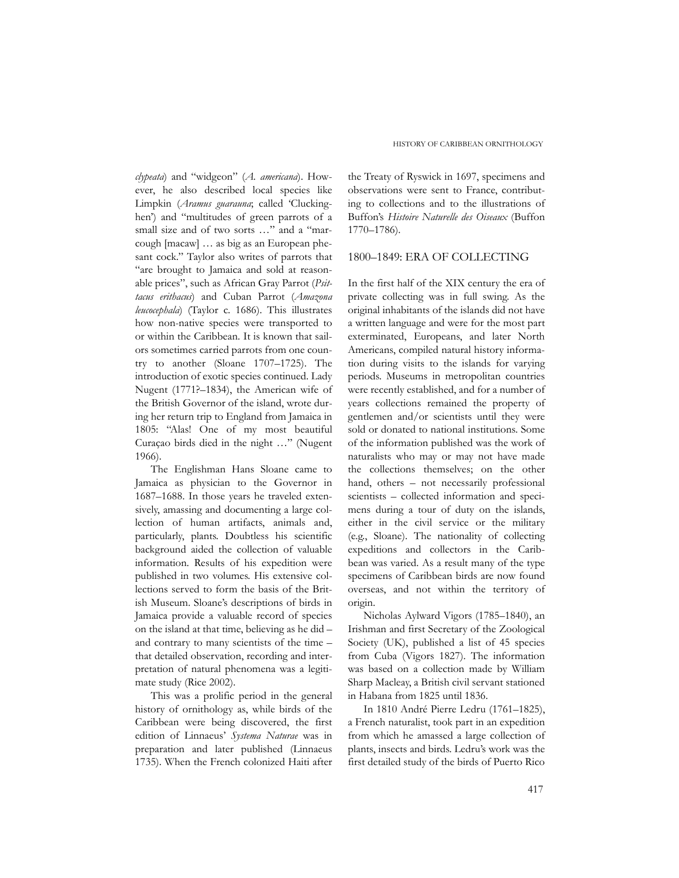*clypeata*) and "widgeon" (*A. americana*). However, he also described local species like Limpkin (*Aramus guarauna*; called 'Clucking-hen') and "multitudes of green parrots of a small size and of two sorts …" and a "marcough [macaw] … as big as an European phesant cock." Taylor also writes of parrots that "are brought to Jamaica and sold at reasonable prices", such as African Gray Parrot (*Psittacus erithacus*) and Cuban Parrot (*Amazona leucocephala*) (Taylor c. 1686). This illustrates how non-native species were transported to or within the Caribbean. It is known that sailors sometimes carried parrots from one country to another (Sloane 1707–1725). The introduction of exotic species continued. Lady Nugent (1771?–1834), the American wife of the British Governor of the island, wrote during her return trip to England from Jamaica in 1805: "Alas! One of my most beautiful Curaçao birds died in the night …" (Nugent 1966).

The Englishman Hans Sloane came to Jamaica as physician to the Governor in 1687–1688. In those years he traveled extensively, amassing and documenting a large collection of human artifacts, animals and, particularly, plants. Doubtless his scientific background aided the collection of valuable information. Results of his expedition were published in two volumes. His extensive collections served to form the basis of the British Museum. Sloane's descriptions of birds in Jamaica provide a valuable record of species on the island at that time, believing as he did – and contrary to many scientists of the time – that detailed observation, recording and interpretation of natural phenomena was a legitimate study (Rice 2002).

This was a prolific period in the general history of ornithology as, while birds of the Caribbean were being discovered, the first edition of Linnaeus' *Systema Naturae* was in preparation and later published (Linnaeus 1735). When the French colonized Haiti after the Treaty of Ryswick in 1697, specimens and observations were sent to France, contributing to collections and to the illustrations of Buffon's *Histoire Naturelle des Oiseaux* (Buffon 1770–1786).

## 1800–1849: ERA OF COLLECTING

In the first half of the XIX century the era of private collecting was in full swing. As the original inhabitants of the islands did not have a written language and were for the most part exterminated, Europeans, and later North Americans, compiled natural history information during visits to the islands for varying periods. Museums in metropolitan countries were recently established, and for a number of years collections remained the property of gentlemen and/or scientists until they were sold or donated to national institutions. Some of the information published was the work of naturalists who may or may not have made the collections themselves; on the other hand, others – not necessarily professional scientists – collected information and specimens during a tour of duty on the islands, either in the civil service or the military (e.g., Sloane). The nationality of collecting expeditions and collectors in the Caribbean was varied. As a result many of the type specimens of Caribbean birds are now found overseas, and not within the territory of origin.

Nicholas Aylward Vigors (1785–1840), an Irishman and first Secretary of the Zoological Society (UK), published a list of 45 species from Cuba (Vigors 1827). The information was based on a collection made by William Sharp Macleay, a British civil servant stationed in Habana from 1825 until 1836.

In 1810 André Pierre Ledru (1761–1825), a French naturalist, took part in an expedition from which he amassed a large collection of plants, insects and birds. Ledru's work was the first detailed study of the birds of Puerto Rico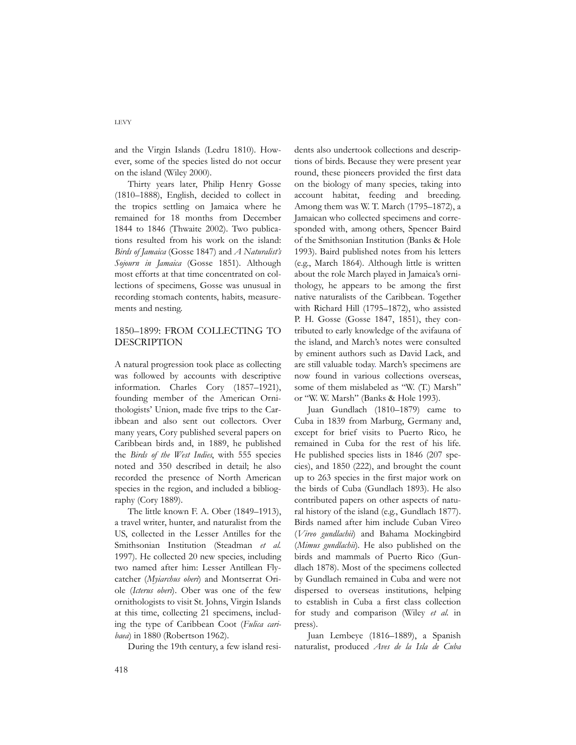and the Virgin Islands (Ledru 1810). However, some of the species listed do not occur on the island (Wiley 2000).

Thirty years later, Philip Henry Gosse (1810–1888), English, decided to collect in the tropics settling on Jamaica where he remained for 18 months from December 1844 to 1846 (Thwaite 2002). Two publications resulted from his work on the island: *Birds of Jamaica* (Gosse 1847) and *A Naturalist's Sojourn in Jamaica* (Gosse 1851). Although most efforts at that time concentrated on collections of specimens, Gosse was unusual in recording stomach contents, habits, measurements and nesting.

## 1850–1899: FROM COLLECTING TO DESCRIPTION

A natural progression took place as collecting was followed by accounts with descriptive information. Charles Cory (1857–1921), founding member of the American Ornithologists' Union, made five trips to the Caribbean and also sent out collectors. Over many years, Cory published several papers on Caribbean birds and, in 1889, he published the *Birds of the West Indies*, with 555 species noted and 350 described in detail; he also recorded the presence of North American species in the region, and included a bibliography (Cory 1889).

The little known F. A. Ober (1849–1913), a travel writer, hunter, and naturalist from the US, collected in the Lesser Antilles for the Smithsonian Institution (Steadman *et al.* 1997). He collected 20 new species, including two named after him: Lesser Antillean Flycatcher (*Myiarchus oberi*) and Montserrat Oriole (*Icterus oberi*). Ober was one of the few ornithologists to visit St. Johns, Virgin Islands at this time, collecting 21 specimens, including the type of Caribbean Coot (*Fulica caribaea*) in 1880 (Robertson 1962).

During the 19th century, a few island residents also undertook collections and descriptions of birds. Because they were present year round, these pioneers provided the first data on the biology of many species, taking into account habitat, feeding and breeding. Among them was W. T. March (1795–1872), a Jamaican who collected specimens and corresponded with, among others, Spencer Baird of the Smithsonian Institution (Banks & Hole 1993). Baird published notes from his letters (e.g., March 1864). Although little is written about the role March played in Jamaica's ornithology, he appears to be among the first native naturalists of the Caribbean. Together with Richard Hill (1795–1872), who assisted P. H. Gosse (Gosse 1847, 1851), they contributed to early knowledge of the avifauna of the island, and March's notes were consulted by eminent authors such as David Lack, and are still valuable today. March's specimens are now found in various collections overseas, some of them mislabeled as "W. (T.) Marsh" or "W. W. Marsh" (Banks & Hole 1993).

Juan Gundlach (1810–1879) came to Cuba in 1839 from Marburg, Germany and, except for brief visits to Puerto Rico, he remained in Cuba for the rest of his life. He published species lists in 1846 (207 species), and 1850 (222), and brought the count up to 263 species in the first major work on the birds of Cuba (Gundlach 1893). He also contributed papers on other aspects of natural history of the island (e.g., Gundlach 1877). Birds named after him include Cuban Vireo (*Vireo gundlachii*) and Bahama Mockingbird (*Mimus gundlachii*). He also published on the birds and mammals of Puerto Rico (Gundlach 1878). Most of the specimens collected by Gundlach remained in Cuba and were not dispersed to overseas institutions, helping to establish in Cuba a first class collection for study and comparison (Wiley *et al.* in press).

Juan Lembeye (1816–1889), a Spanish naturalist, produced *Aves de la Isla de Cuba*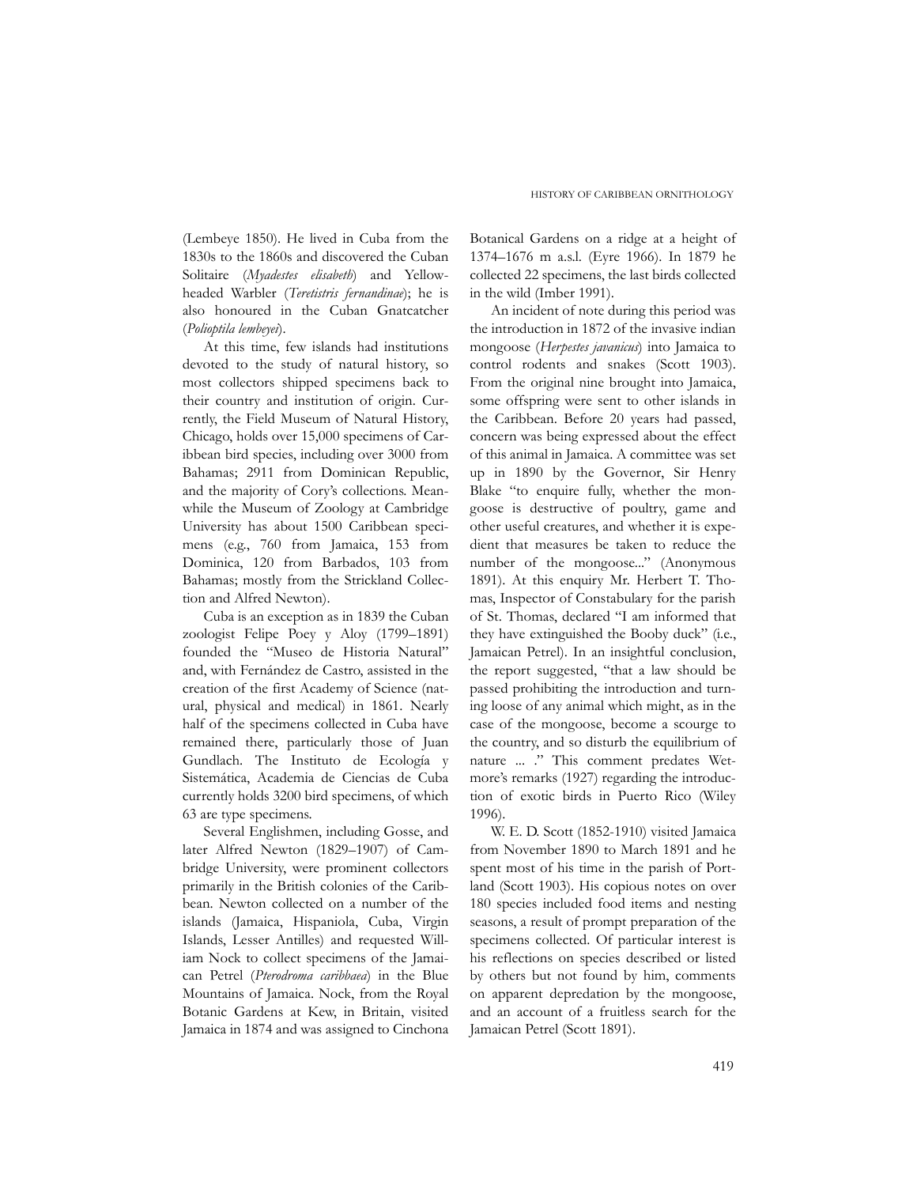(Lembeye 1850). He lived in Cuba from the 1830s to the 1860s and discovered the Cuban Solitaire (*Myadestes elisabeth*) and Yellow-headed Warbler (*Teretistris fernandinae*); he is also honoured in the Cuban Gnatcatcher (*Polioptila lembeyei*).

At this time, few islands had institutions devoted to the study of natural history, so most collectors shipped specimens back to their country and institution of origin. Currently, the Field Museum of Natural History, Chicago, holds over 15,000 specimens of Caribbean bird species, including over 3000 from Bahamas; 2911 from Dominican Republic, and the majority of Cory's collections. Meanwhile the Museum of Zoology at Cambridge University has about 1500 Caribbean specimens (e.g., 760 from Jamaica, 153 from Dominica, 120 from Barbados, 103 from Bahamas; mostly from the Strickland Collection and Alfred Newton).

Cuba is an exception as in 1839 the Cuban zoologist Felipe Poey y Aloy (1799–1891) founded the "Museo de Historia Natural" and, with Fernández de Castro, assisted in the creation of the first Academy of Science (natural, physical and medical) in 1861. Nearly half of the specimens collected in Cuba have remained there, particularly those of Juan Gundlach. The Instituto de Ecología y Sistemática, Academia de Ciencias de Cuba currently holds 3200 bird specimens, of which 63 are type specimens.

Several Englishmen, including Gosse, and later Alfred Newton (1829–1907) of Cambridge University, were prominent collectors primarily in the British colonies of the Caribbean. Newton collected on a number of the islands (Jamaica, Hispaniola, Cuba, Virgin Islands, Lesser Antilles) and requested William Nock to collect specimens of the Jamaican Petrel (*Pterodroma caribbaea*) in the Blue Mountains of Jamaica. Nock, from the Royal Botanic Gardens at Kew, in Britain, visited Jamaica in 1874 and was assigned to Cinchona Botanical Gardens on a ridge at a height of 1374–1676 m a.s.l. (Eyre 1966). In 1879 he collected 22 specimens, the last birds collected in the wild (Imber 1991).

An incident of note during this period was the introduction in 1872 of the invasive indian mongoose (*Herpestes javanicus*) into Jamaica to control rodents and snakes (Scott 1903). From the original nine brought into Jamaica, some offspring were sent to other islands in the Caribbean. Before 20 years had passed, concern was being expressed about the effect of this animal in Jamaica. A committee was set up in 1890 by the Governor, Sir Henry Blake "to enquire fully, whether the mongoose is destructive of poultry, game and other useful creatures, and whether it is expedient that measures be taken to reduce the number of the mongoose..." (Anonymous 1891). At this enquiry Mr. Herbert T. Thomas, Inspector of Constabulary for the parish of St. Thomas, declared "I am informed that they have extinguished the Booby duck" (i.e., Jamaican Petrel). In an insightful conclusion, the report suggested, "that a law should be passed prohibiting the introduction and turning loose of any animal which might, as in the case of the mongoose, become a scourge to the country, and so disturb the equilibrium of nature ... ." This comment predates Wetmore's remarks (1927) regarding the introduction of exotic birds in Puerto Rico (Wiley 1996).

W. E. D. Scott (1852-1910) visited Jamaica from November 1890 to March 1891 and he spent most of his time in the parish of Portland (Scott 1903). His copious notes on over 180 species included food items and nesting seasons, a result of prompt preparation of the specimens collected. Of particular interest is his reflections on species described or listed by others but not found by him, comments on apparent depredation by the mongoose, and an account of a fruitless search for the Jamaican Petrel (Scott 1891).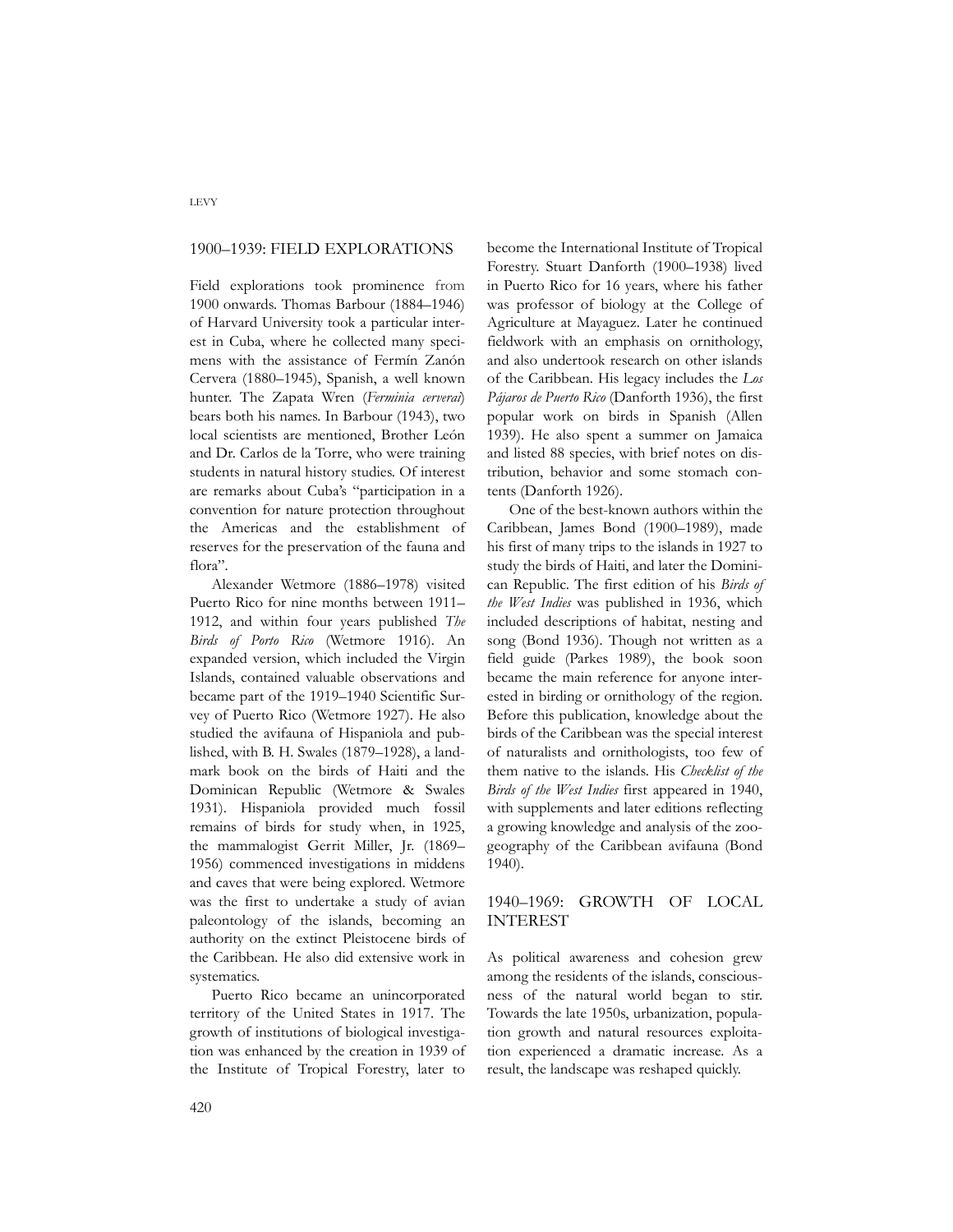## 1900–1939: FIELD EXPLORATIONS

Field explorations took prominence from 1900 onwards. Thomas Barbour (1884–1946) of Harvard University took a particular interest in Cuba, where he collected many specimens with the assistance of Fermín Zanón Cervera (1880–1945), Spanish, a well known hunter. The Zapata Wren (*Ferminia cerverai*) bears both his names. In Barbour (1943), two local scientists are mentioned, Brother León and Dr. Carlos de la Torre, who were training students in natural history studies. Of interest are remarks about Cuba's "participation in a convention for nature protection throughout the Americas and the establishment of reserves for the preservation of the fauna and flora".

Alexander Wetmore (1886–1978) visited Puerto Rico for nine months between 1911–1912, and within four years published *The Birds of Porto Rico* (Wetmore 1916). An expanded version, which included the Virgin Islands, contained valuable observations and became part of the 1919–1940 Scientific Survey of Puerto Rico (Wetmore 1927). He also studied the avifauna of Hispaniola and published, with B. H. Swales (1879–1928), a landmark book on the birds of Haiti and the Dominican Republic (Wetmore & Swales 1931). Hispaniola provided much fossil remains of birds for study when, in 1925, the mammalogist Gerrit Miller, Jr. (1869–1956) commenced investigations in middens and caves that were being explored. Wetmore was the first to undertake a study of avian paleontology of the islands, becoming an authority on the extinct Pleistocene birds of the Caribbean. He also did extensive work in systematics.

Puerto Rico became an unincorporated territory of the United States in 1917. The growth of institutions of biological investigation was enhanced by the creation in 1939 of the Institute of Tropical Forestry, later to become the International Institute of Tropical Forestry. Stuart Danforth (1900–1938) lived in Puerto Rico for 16 years, where his father was professor of biology at the College of Agriculture at Mayaguez. Later he continued fieldwork with an emphasis on ornithology, and also undertook research on other islands of the Caribbean. His legacy includes the *Los Pájaros de Puerto Rico* (Danforth 1936), the first popular work on birds in Spanish (Allen 1939). He also spent a summer on Jamaica and listed 88 species, with brief notes on distribution, behavior and some stomach contents (Danforth 1926).

One of the best-known authors within the Caribbean, James Bond (1900–1989), made his first of many trips to the islands in 1927 to study the birds of Haiti, and later the Dominican Republic. The first edition of his *Birds of the West Indies* was published in 1936, which included descriptions of habitat, nesting and song (Bond 1936). Though not written as a field guide (Parkes 1989), the book soon became the main reference for anyone interested in birding or ornithology of the region. Before this publication, knowledge about the birds of the Caribbean was the special interest of naturalists and ornithologists, too few of them native to the islands. His *Checklist of the Birds of the West Indies* first appeared in 1940, with supplements and later editions reflecting a growing knowledge and analysis of the zoogeography of the Caribbean avifauna (Bond 1940).

## 1940–1969: GROWTH OF LOCAL INTEREST

As political awareness and cohesion grew among the residents of the islands, consciousness of the natural world began to stir. Towards the late 1950s, urbanization, population growth and natural resources exploitation experienced a dramatic increase. As a result, the landscape was reshaped quickly.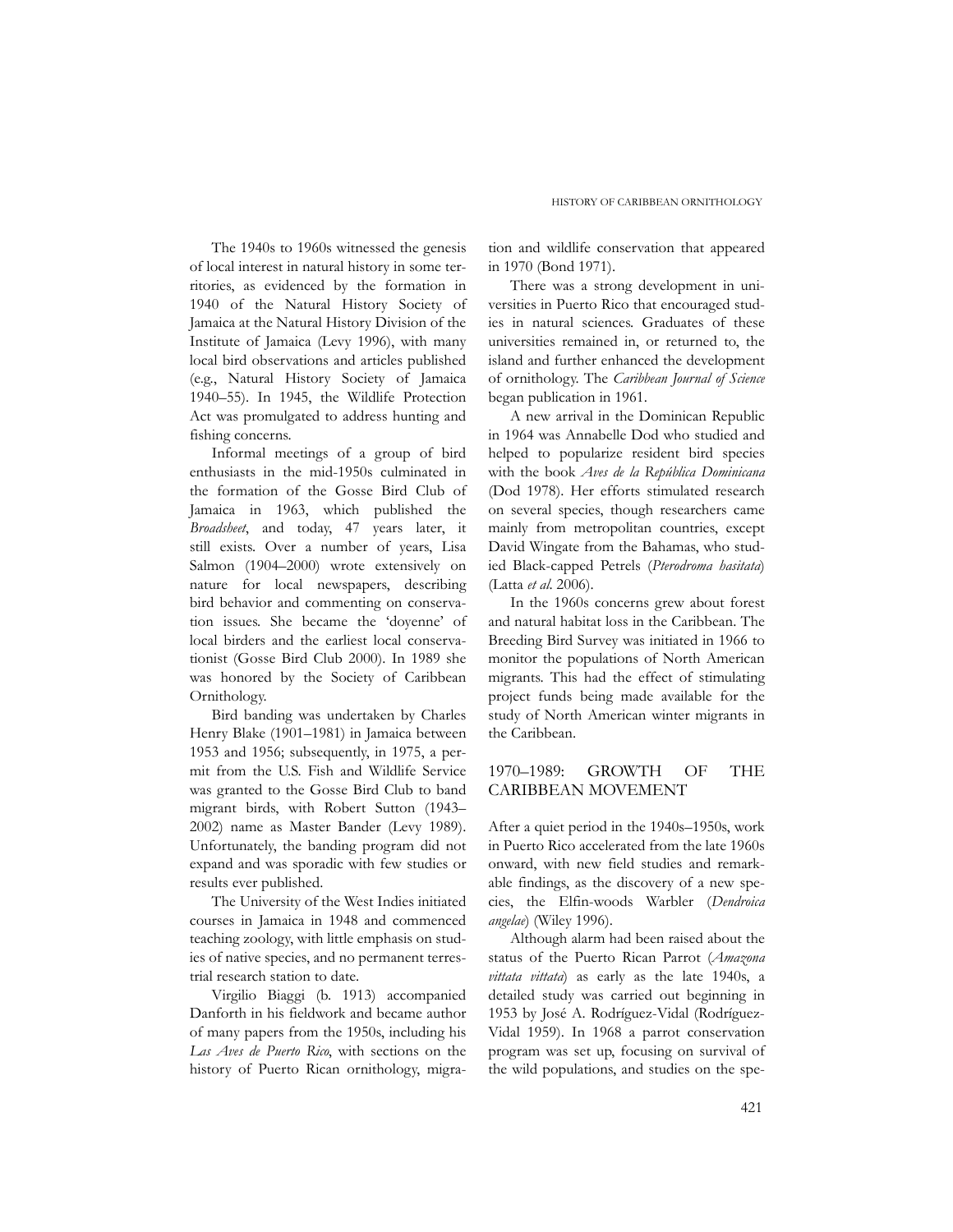The 1940s to 1960s witnessed the genesis of local interest in natural history in some territories, as evidenced by the formation in 1940 of the Natural History Society of Jamaica at the Natural History Division of the Institute of Jamaica (Levy 1996), with many local bird observations and articles published (e.g., Natural History Society of Jamaica 1940–55). In 1945, the Wildlife Protection Act was promulgated to address hunting and fishing concerns.

Informal meetings of a group of bird enthusiasts in the mid-1950s culminated in the formation of the Gosse Bird Club of Jamaica in 1963, which published the *Broadsheet*, and today, 47 years later, it still exists. Over a number of years, Lisa Salmon (1904–2000) wrote extensively on nature for local newspapers, describing bird behavior and commenting on conservation issues. She became the 'doyenne' of local birders and the earliest local conservationist (Gosse Bird Club 2000). In 1989 she was honored by the Society of Caribbean Ornithology.

Bird banding was undertaken by Charles Henry Blake (1901–1981) in Jamaica between 1953 and 1956; subsequently, in 1975, a permit from the U.S. Fish and Wildlife Service was granted to the Gosse Bird Club to band migrant birds, with Robert Sutton (1943–2002) name as Master Bander (Levy 1989). Unfortunately, the banding program did not expand and was sporadic with few studies or results ever published.

The University of the West Indies initiated courses in Jamaica in 1948 and commenced teaching zoology, with little emphasis on studies of native species, and no permanent terrestrial research station to date.

Virgilio Biaggi (b. 1913) accompanied Danforth in his fieldwork and became author of many papers from the 1950s, including his *Las Aves de Puerto Rico*, with sections on the history of Puerto Rican ornithology, migration and wildlife conservation that appeared in 1970 (Bond 1971).

There was a strong development in universities in Puerto Rico that encouraged studies in natural sciences. Graduates of these universities remained in, or returned to, the island and further enhanced the development of ornithology. The *Caribbean Journal of Science* began publication in 1961.

A new arrival in the Dominican Republic in 1964 was Annabelle Dod who studied and helped to popularize resident bird species with the book *Aves de la República Dominicana* (Dod 1978). Her efforts stimulated research on several species, though researchers came mainly from metropolitan countries, except David Wingate from the Bahamas, who studied Black-capped Petrels (*Pterodroma hasitata*) (Latta *et al*. 2006).

In the 1960s concerns grew about forest and natural habitat loss in the Caribbean. The Breeding Bird Survey was initiated in 1966 to monitor the populations of North American migrants. This had the effect of stimulating project funds being made available for the study of North American winter migrants in the Caribbean.

## 1970–1989: GROWTH OF THE CARIBBEAN MOVEMENT

After a quiet period in the 1940s–1950s, work in Puerto Rico accelerated from the late 1960s onward, with new field studies and remarkable findings, as the discovery of a new species, the Elfin-woods Warbler (*Dendroica angelae*) (Wiley 1996).

Although alarm had been raised about the status of the Puerto Rican Parrot (*Amazona vittata vittata*) as early as the late 1940s, a detailed study was carried out beginning in 1953 by José A. Rodríguez-Vidal (Rodríguez-Vidal 1959). In 1968 a parrot conservation program was set up, focusing on survival of the wild populations, and studies on the spe-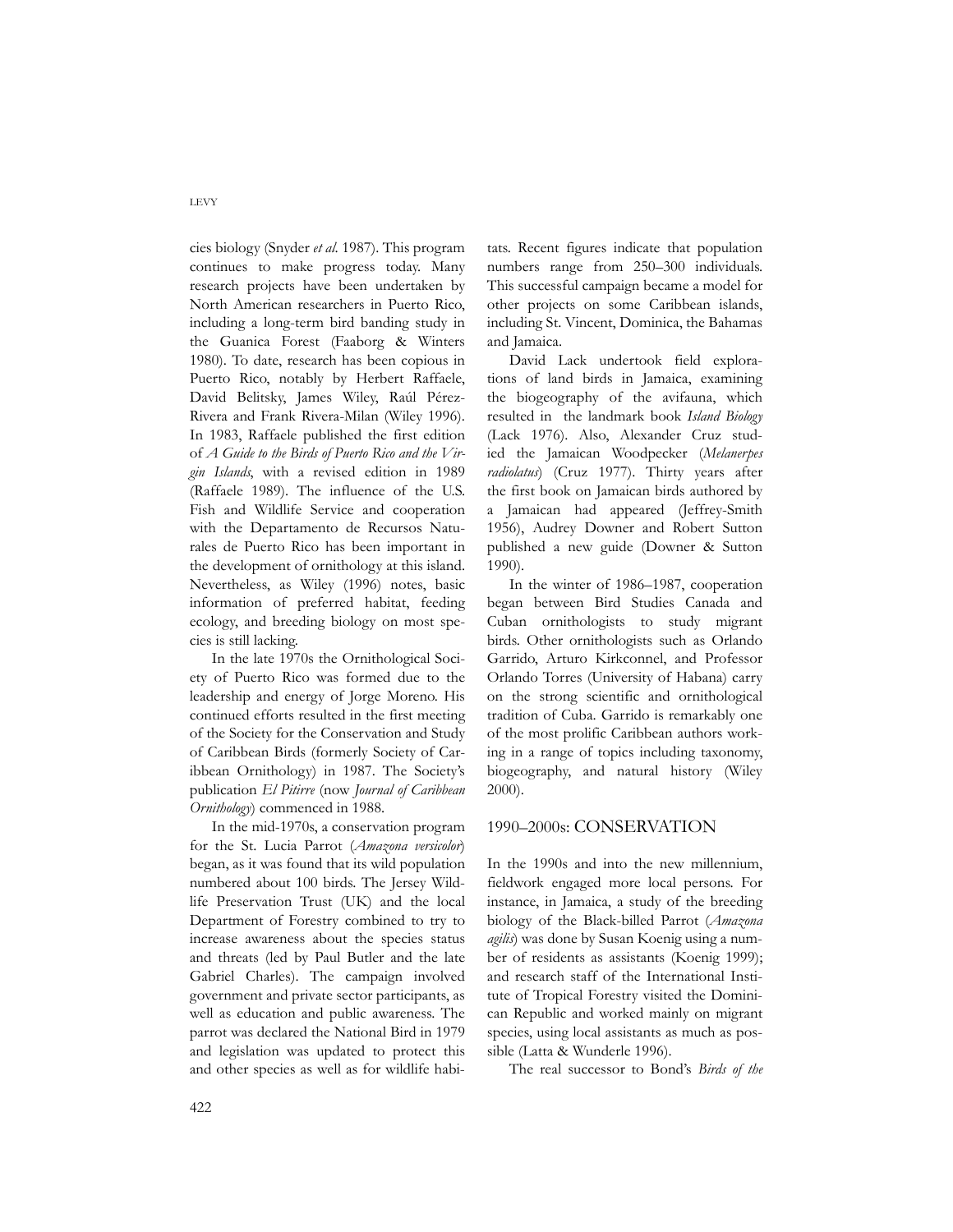cies biology (Snyder *et al*. 1987). This program continues to make progress today. Many research projects have been undertaken by North American researchers in Puerto Rico, including a long-term bird banding study in the Guanica Forest (Faaborg & Winters 1980). To date, research has been copious in Puerto Rico, notably by Herbert Raffaele, David Belitsky, James Wiley, Raúl Pérez-Rivera and Frank Rivera-Milan (Wiley 1996). In 1983, Raffaele published the first edition of *A Guide to the Birds of Puerto Rico and the Virgin Islands*, with a revised edition in 1989 (Raffaele 1989). The influence of the U.S. Fish and Wildlife Service and cooperation with the Departamento de Recursos Naturales de Puerto Rico has been important in the development of ornithology at this island. Nevertheless, as Wiley (1996) notes, basic information of preferred habitat, feeding ecology, and breeding biology on most species is still lacking.

In the late 1970s the Ornithological Society of Puerto Rico was formed due to the leadership and energy of Jorge Moreno. His continued efforts resulted in the first meeting of the Society for the Conservation and Study of Caribbean Birds (formerly Society of Caribbean Ornithology) in 1987. The Society's publication *El Pitirre* (now *Journal of Caribbean Ornithology*) commenced in 1988.

In the mid-1970s, a conservation program for the St. Lucia Parrot (*Amazona versicolor*) began, as it was found that its wild population numbered about 100 birds. The Jersey Wildlife Preservation Trust (UK) and the local Department of Forestry combined to try to increase awareness about the species status and threats (led by Paul Butler and the late Gabriel Charles). The campaign involved government and private sector participants, as well as education and public awareness. The parrot was declared the National Bird in 1979 and legislation was updated to protect this and other species as well as for wildlife habitats. Recent figures indicate that population numbers range from 250–300 individuals. This successful campaign became a model for other projects on some Caribbean islands, including St. Vincent, Dominica, the Bahamas and Jamaica.

David Lack undertook field explorations of land birds in Jamaica, examining the biogeography of the avifauna, which resulted in the landmark book *Island Biology* (Lack 1976). Also, Alexander Cruz studied the Jamaican Woodpecker (*Melanerpes radiolatus*) (Cruz 1977). Thirty years after the first book on Jamaican birds authored by a Jamaican had appeared (Jeffrey-Smith 1956), Audrey Downer and Robert Sutton published a new guide (Downer & Sutton 1990).

In the winter of 1986–1987, cooperation began between Bird Studies Canada and Cuban ornithologists to study migrant birds. Other ornithologists such as Orlando Garrido, Arturo Kirkconnel, and Professor Orlando Torres (University of Habana) carry on the strong scientific and ornithological tradition of Cuba. Garrido is remarkably one of the most prolific Caribbean authors working in a range of topics including taxonomy, biogeography, and natural history (Wiley 2000).

## 1990–2000s: CONSERVATION

In the 1990s and into the new millennium, fieldwork engaged more local persons. For instance, in Jamaica, a study of the breeding biology of the Black-billed Parrot (*Amazona agilis*) was done by Susan Koenig using a number of residents as assistants (Koenig 1999); and research staff of the International Institute of Tropical Forestry visited the Dominican Republic and worked mainly on migrant species, using local assistants as much as possible (Latta & Wunderle 1996).

The real successor to Bond's *Birds of the*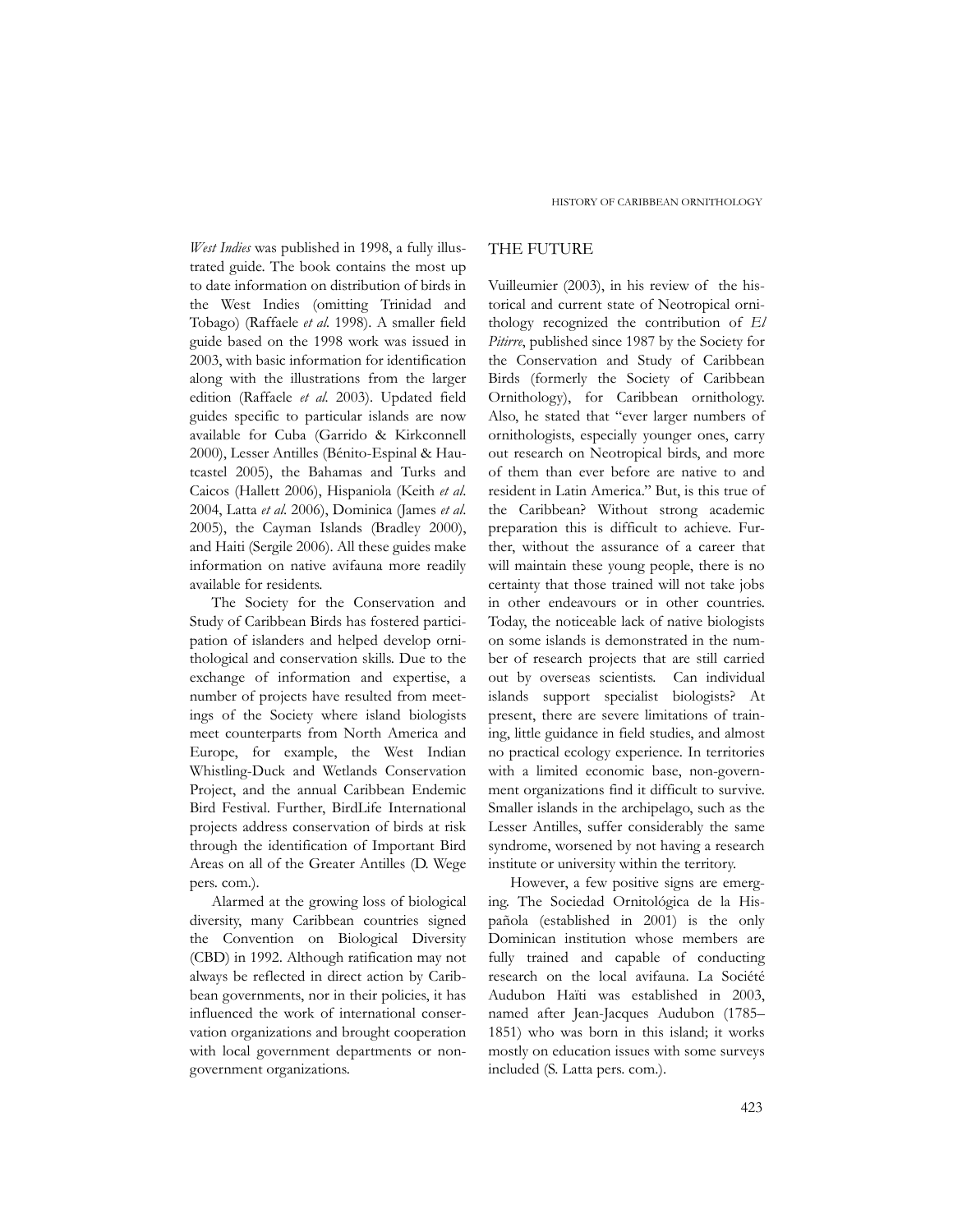*West Indies* was published in 1998, a fully illustrated guide. The book contains the most up to date information on distribution of birds in the West Indies (omitting Trinidad and Tobago) (Raffaele *et al.* 1998). A smaller field guide based on the 1998 work was issued in 2003, with basic information for identification along with the illustrations from the larger edition (Raffaele *et al.* 2003). Updated field guides specific to particular islands are now available for Cuba (Garrido & Kirkconnell 2000), Lesser Antilles (Bénito-Espinal & Hautcastel 2005), the Bahamas and Turks and Caicos (Hallett 2006), Hispaniola (Keith *et al.* 2004, Latta *et al.* 2006), Dominica (James *et al.* 2005), the Cayman Islands (Bradley 2000), and Haiti (Sergile 2006). All these guides make information on native avifauna more readily available for residents.

The Society for the Conservation and Study of Caribbean Birds has fostered participation of islanders and helped develop ornithological and conservation skills. Due to the exchange of information and expertise, a number of projects have resulted from meetings of the Society where island biologists meet counterparts from North America and Europe, for example, the West Indian Whistling-Duck and Wetlands Conservation Project, and the annual Caribbean Endemic Bird Festival. Further, BirdLife International projects address conservation of birds at risk through the identification of Important Bird Areas on all of the Greater Antilles (D. Wege pers. com.).

Alarmed at the growing loss of biological diversity, many Caribbean countries signed the Convention on Biological Diversity (CBD) in 1992. Although ratification may not always be reflected in direct action by Caribbean governments, nor in their policies, it has influenced the work of international conservation organizations and brought cooperation with local government departments or non-government organizations.

## THE FUTURE

Vuilleumier (2003), in his review of the historical and current state of Neotropical ornithology recognized the contribution of *El Pitirre*, published since 1987 by the Society for the Conservation and Study of Caribbean Birds (formerly the Society of Caribbean Ornithology), for Caribbean ornithology. Also, he stated that "ever larger numbers of ornithologists, especially younger ones, carry out research on Neotropical birds, and more of them than ever before are native to and resident in Latin America." But, is this true of the Caribbean? Without strong academic preparation this is difficult to achieve. Further, without the assurance of a career that will maintain these young people, there is no certainty that those trained will not take jobs in other endeavours or in other countries. Today, the noticeable lack of native biologists on some islands is demonstrated in the number of research projects that are still carried out by overseas scientists. Can individual islands support specialist biologists? At present, there are severe limitations of training, little guidance in field studies, and almost no practical ecology experience. In territories with a limited economic base, non-government organizations find it difficult to survive. Smaller islands in the archipelago, such as the Lesser Antilles, suffer considerably the same syndrome, worsened by not having a research institute or university within the territory.

However, a few positive signs are emerging. The Sociedad Ornitológica de la Hispañola (established in 2001) is the only Dominican institution whose members are fully trained and capable of conducting research on the local avifauna. La Société Audubon Haïti was established in 2003, named after Jean-Jacques Audubon (1785–1851) who was born in this island; it works mostly on education issues with some surveys included (S. Latta pers. com.).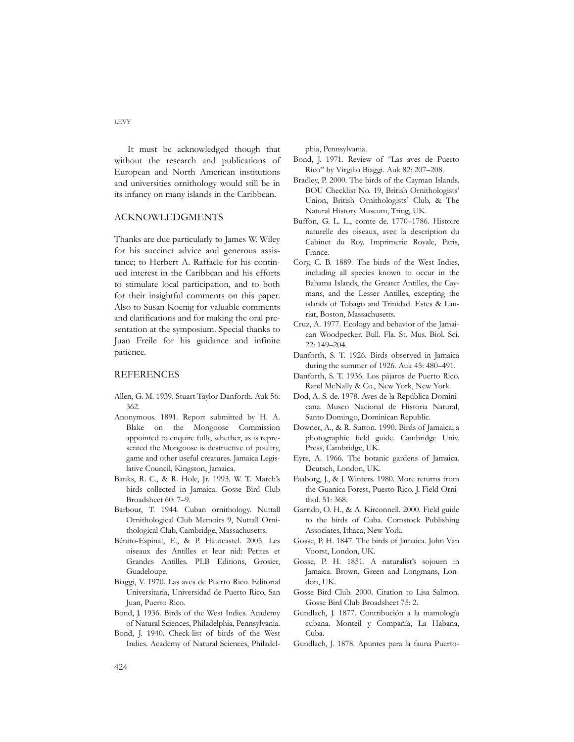It must be acknowledged though that without the research and publications of European and North American institutions and universities ornithology would still be in its infancy on many islands in the Caribbean.

## ACKNOWLEDGMENTS

Thanks are due particularly to James W. Wiley for his succinct advice and generous assistance; to Herbert A. Raffaele for his continued interest in the Caribbean and his efforts to stimulate local participation, and to both for their insightful comments on this paper. Also to Susan Koenig for valuable comments and clarifications and for making the oral presentation at the symposium. Special thanks to Juan Freile for his guidance and infinite patience.

## REFERENCES

Allen, G. M. 1939. Stuart Taylor Danforth. Auk 56: 362.

Anonymous. 1891. Report submitted by H. A. Blake on the Mongoose Commission appointed to enquire fully, whether, as is represented the Mongoose is destructive of poultry, game and other useful creatures. Jamaica Legislative Council, Kingston, Jamaica.

Banks, R. C., & R. Hole, Jr. 1993. W. T. March's birds collected in Jamaica. Gosse Bird Club Broadsheet 60: 7–9.

Barbour, T. 1944. Cuban ornithology. Nuttall Ornithological Club Memoirs 9, Nuttall Ornithological Club, Cambridge, Massachusetts.

Bénito-Espinal, E., & P. Hautcastel. 2005. Les oiseaux des Antilles et leur nid: Petites et Grandes Antilles. PLB Editions, Grosier, Guadeloupe.

Biaggi, V. 1970. Las aves de Puerto Rico. Editorial Universitaria, Universidad de Puerto Rico, San Juan, Puerto Rico.

Bond, J. 1936. Birds of the West Indies. Academy of Natural Sciences, Philadelphia, Pennsylvania.

Bond, J. 1940. Check-list of birds of the West Indies. Academy of Natural Sciences, Philadelphia, Pennsylvania.

Bond, J. 1971. Review of "Las aves de Puerto Rico" by Virgilio Biaggi. Auk 82: 207–208.

Bradley, P. 2000. The birds of the Cayman Islands. BOU Checklist No. 19, British Ornithologists' Union, British Ornithologists' Club, & The Natural History Museum, Tring, UK.

Buffon, G. L. L., comte de. 1770–1786. Histoire naturelle des oiseaux, avec la description du Cabinet du Roy. Imprimerie Royale, Paris, France.

Cory, C. B. 1889. The birds of the West Indies, including all species known to occur in the Bahama Islands, the Greater Antilles, the Caymans, and the Lesser Antilles, excepting the islands of Tobago and Trinidad. Estes & Lauriat, Boston, Massachusetts.

Cruz, A. 1977. Ecology and behavior of the Jamaican Woodpecker. Bull. Fla. St. Mus. Biol. Sci. 22: 149–204.

Danforth, S. T. 1926. Birds observed in Jamaica during the summer of 1926. Auk 45: 480–491.

Danforth, S. T. 1936. Los pájaros de Puerto Rico. Rand McNally & Co., New York, New York.

Dod, A. S. de. 1978. Aves de la República Dominicana. Museo Nacional de Historia Natural, Santo Domingo, Dominican Republic.

Downer, A., & R. Sutton. 1990. Birds of Jamaica; a photographic field guide. Cambridge Univ. Press, Cambridge, UK.

Eyre, A. 1966. The botanic gardens of Jamaica. Deutsch, London, UK.

Faaborg, J., & J. Winters. 1980. More returns from the Guanica Forest, Puerto Rico. J. Field Ornithol. 51: 368.

Garrido, O. H., & A. Kirconnell. 2000. Field guide to the birds of Cuba. Comstock Publishing Associates, Ithaca, New York.

Gosse, P. H. 1847. The birds of Jamaica. John Van Voorst, London, UK.

Gosse, P. H. 1851. A naturalist's sojourn in Jamaica. Brown, Green and Longmans, London, UK.

Gosse Bird Club. 2000. Citation to Lisa Salmon. Gosse Bird Club Broadsheet 75: 2.

Gundlach, J. 1877. Contribución a la mamología cubana. Monteil y Compañía, La Habana, Cuba.

Gundlach, J. 1878. Apuntes para la fauna Puerto-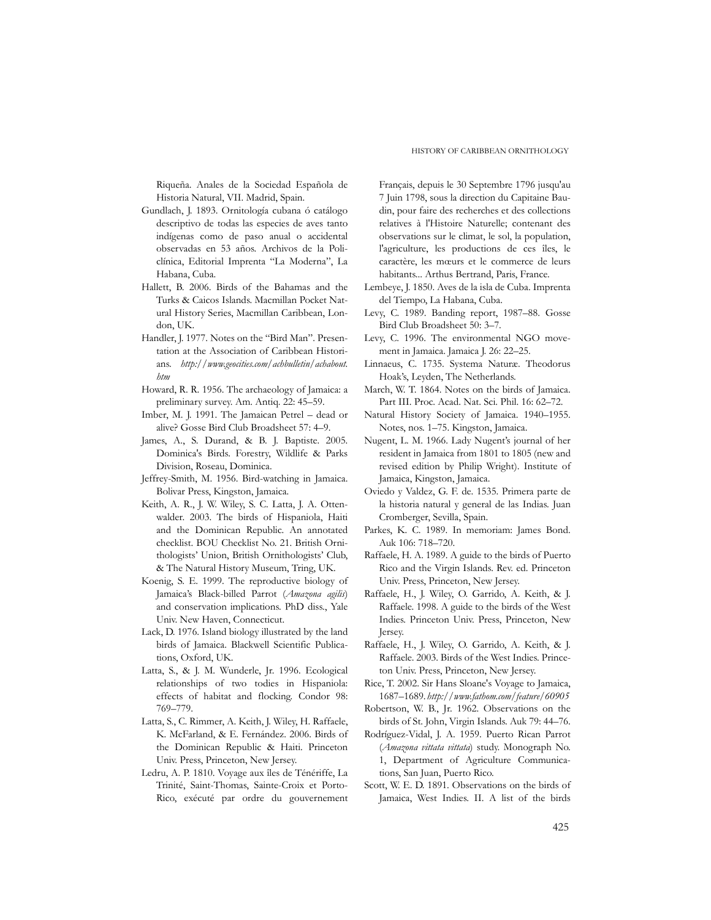Riqueña. Anales de la Sociedad Española de Historia Natural, VII. Madrid, Spain.

Gundlach, J. 1893. Ornitología cubana ó catálogo descriptivo de todas las especies de aves tanto indígenas como de paso anual o accidental observadas en 53 años. Archivos de la Policlínica, Editorial Imprenta "La Moderna", La Habana, Cuba.

Hallett, B. 2006. Birds of the Bahamas and the Turks & Caicos Islands. Macmillan Pocket Natural History Series, Macmillan Caribbean, London, UK.

Handler, J. 1977. Notes on the "Bird Man". Presentation at the Association of Caribbean Historians. *http://www.geocities.com/achbulletin/achabout.htm*

Howard, R. R. 1956. The archaeology of Jamaica: a preliminary survey. Am. Antiq. 22: 45–59.

Imber, M. J. 1991. The Jamaican Petrel – dead or alive? Gosse Bird Club Broadsheet 57: 4–9.

James, A., S. Durand, & B. J. Baptiste. 2005. Dominica's Birds. Forestry, Wildlife & Parks Division, Roseau, Dominica.

Jeffrey-Smith, M. 1956. Bird-watching in Jamaica. Bolivar Press, Kingston, Jamaica.

Keith, A. R., J. W. Wiley, S. C. Latta, J. A. Ottenwalder. 2003. The birds of Hispaniola, Haiti and the Dominican Republic. An annotated checklist. BOU Checklist No. 21. British Ornithologists' Union, British Ornithologists' Club, & The Natural History Museum, Tring, UK.

Koenig, S. E. 1999. The reproductive biology of Jamaica's Black-billed Parrot (*Amazona agilis*) and conservation implications. PhD diss., Yale Univ. New Haven, Connecticut.

Lack, D. 1976. Island biology illustrated by the land birds of Jamaica. Blackwell Scientific Publications, Oxford, UK.

Latta, S., & J. M. Wunderle, Jr. 1996. Ecological relationships of two todies in Hispaniola: effects of habitat and flocking. Condor 98: 769–779.

Latta, S., C. Rimmer, A. Keith, J. Wiley, H. Raffaele, K. McFarland, & E. Fernández. 2006. Birds of the Dominican Republic & Haiti. Princeton Univ. Press, Princeton, New Jersey.

Ledru, A. P. 1810. Voyage aux îles de Ténériffe, La Trinité, Saint-Thomas, Sainte-Croix et Porto-Rico, exécuté par ordre du gouvernement Français, depuis le 30 Septembre 1796 jusqu'au 7 Juin 1798, sous la direction du Capitaine Baudin, pour faire des recherches et des collections relatives à l'Histoire Naturelle; contenant des observations sur le climat, le sol, la population, l'agriculture, les productions de ces îles, le caractère, les mœurs et le commerce de leurs habitants... Arthus Bertrand, Paris, France.

Lembeye, J. 1850. Aves de la isla de Cuba. Imprenta del Tiempo, La Habana, Cuba.

Levy, C. 1989. Banding report, 1987–88. Gosse Bird Club Broadsheet 50: 3–7.

Levy, C. 1996. The environmental NGO movement in Jamaica. Jamaica J. 26: 22–25.

Linnaeus, C. 1735. Systema Naturæ. Theodorus Hoak's, Leyden, The Netherlands.

March, W. T. 1864. Notes on the birds of Jamaica. Part III. Proc. Acad. Nat. Sci. Phil. 16: 62–72.

Natural History Society of Jamaica. 1940–1955. Notes, nos. 1–75. Kingston, Jamaica.

Nugent, L. M. 1966. Lady Nugent's journal of her resident in Jamaica from 1801 to 1805 (new and revised edition by Philip Wright). Institute of Jamaica, Kingston, Jamaica.

Oviedo y Valdez, G. F. de. 1535. Primera parte de la historia natural y general de las Indias. Juan Cromberger, Sevilla, Spain.

Parkes, K. C. 1989. In memoriam: James Bond. Auk 106: 718–720.

Raffaele, H. A. 1989. A guide to the birds of Puerto Rico and the Virgin Islands. Rev. ed. Princeton Univ. Press, Princeton, New Jersey.

Raffaele, H., J. Wiley, O. Garrido, A. Keith, & J. Raffaele. 1998. A guide to the birds of the West Indies. Princeton Univ. Press, Princeton, New Jersey.

Raffaele, H., J. Wiley, O. Garrido, A. Keith, & J. Raffaele. 2003. Birds of the West Indies. Princeton Univ. Press, Princeton, New Jersey.

Rice, T. 2002. Sir Hans Sloane's Voyage to Jamaica, 1687–1689. *http://www.fathom.com/feature/60905*

Robertson, W. B., Jr. 1962. Observations on the birds of St. John, Virgin Islands. Auk 79: 44–76.

Rodríguez-Vidal, J. A. 1959. Puerto Rican Parrot (*Amazona vittata vittata*) study. Monograph No. 1, Department of Agriculture Communications, San Juan, Puerto Rico.

Scott, W. E. D. 1891. Observations on the birds of Jamaica, West Indies. II. A list of the birds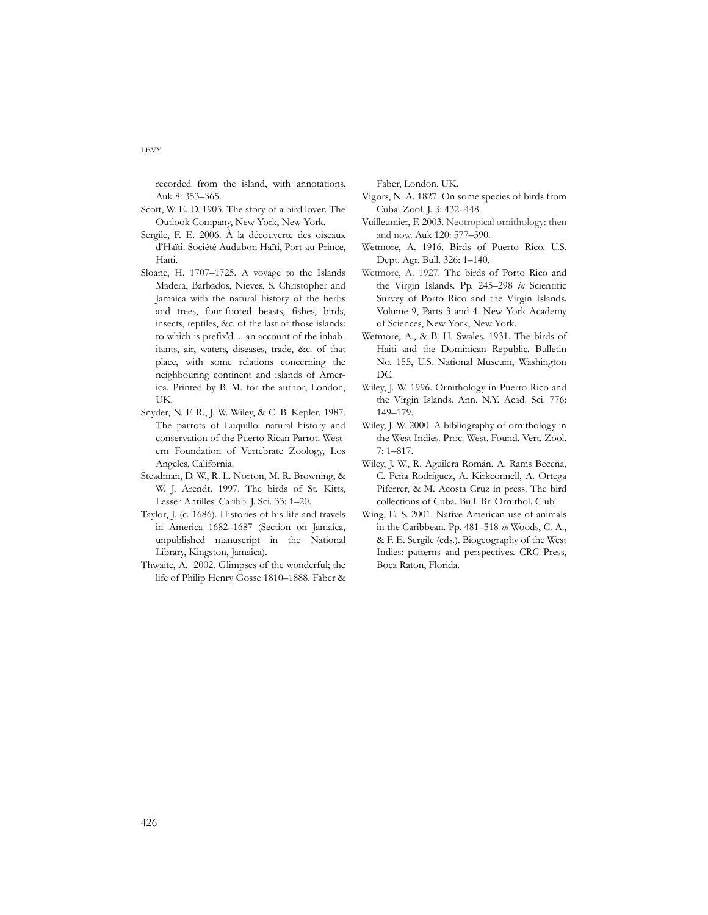recorded from the island, with annotations. Auk 8: 353–365.

Scott, W. E. D. 1903. The story of a bird lover. The Outlook Company, New York, New York.

Sergile, F. E. 2006. À la découverte des oiseaux d'Haïti. Société Audubon Haïti, Port-au-Prince, Haïti.

Sloane, H. 1707–1725. A voyage to the Islands Madera, Barbados, Nieves, S. Christopher and Jamaica with the natural history of the herbs and trees, four-footed beasts, fishes, birds, insects, reptiles, &c. of the last of those islands: to which is prefix'd ... an account of the inhabitants, air, waters, diseases, trade, &c. of that place, with some relations concerning the neighbouring continent and islands of America. Printed by B. M. for the author, London, UK.

Snyder, N. F. R., J. W. Wiley, & C. B. Kepler. 1987. The parrots of Luquillo: natural history and conservation of the Puerto Rican Parrot. Western Foundation of Vertebrate Zoology, Los Angeles, California.

Steadman, D. W., R. L. Norton, M. R. Browning, & W. J. Arendt. 1997. The birds of St. Kitts, Lesser Antilles. Caribb. J. Sci. 33: 1–20.

Taylor, J. (c. 1686). Histories of his life and travels in America 1682–1687 (Section on Jamaica, unpublished manuscript in the National Library, Kingston, Jamaica).

Thwaite, A. 2002. Glimpses of the wonderful; the life of Philip Henry Gosse 1810–1888. Faber & Faber, London, UK.

Vigors, N. A. 1827. On some species of birds from Cuba. Zool. J. 3: 432–448.

Vuilleumier, F. 2003. Neotropical ornithology: then and now. Auk 120: 577–590.

Wetmore, A. 1916. Birds of Puerto Rico. U.S. Dept. Agr. Bull. 326: 1–140.

Wetmore, A. 1927. The birds of Porto Rico and the Virgin Islands. Pp. 245–298 *in* Scientific Survey of Porto Rico and the Virgin Islands. Volume 9, Parts 3 and 4. New York Academy of Sciences, New York, New York.

Wetmore, A., & B. H. Swales. 1931. The birds of Haiti and the Dominican Republic. Bulletin No. 155, U.S. National Museum, Washington DC.

Wiley, J. W. 1996. Ornithology in Puerto Rico and the Virgin Islands. Ann. N.Y. Acad. Sci. 776: 149–179.

Wiley, J. W. 2000. A bibliography of ornithology in the West Indies. Proc. West. Found. Vert. Zool. 7: 1–817.

Wiley, J. W., R. Aguilera Román, A. Rams Beceña, C. Peña Rodríguez, A. Kirkconnell, A. Ortega Piferrer, & M. Acosta Cruz in press. The bird collections of Cuba. Bull. Br. Ornithol. Club.

Wing, E. S. 2001. Native American use of animals in the Caribbean. Pp. 481–518 *in* Woods, C. A., & F. E. Sergile (eds.). Biogeography of the West Indies: patterns and perspectives. CRC Press, Boca Raton, Florida.